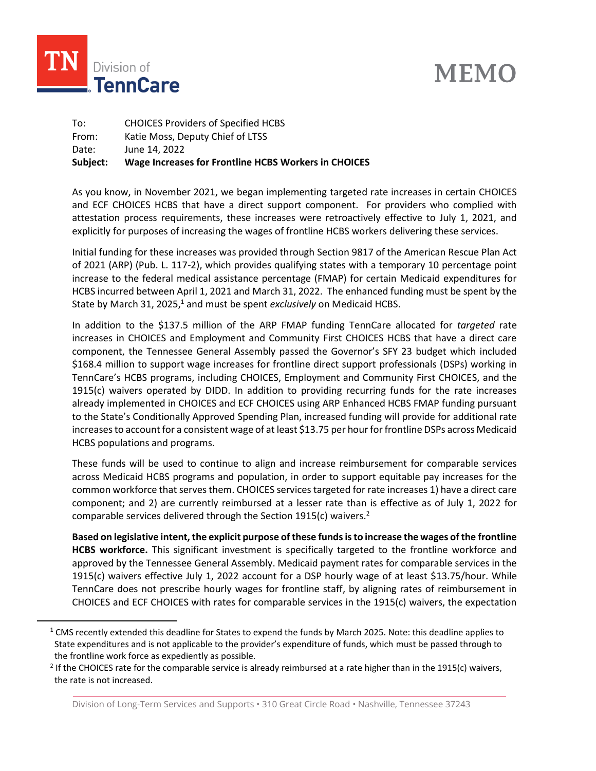# MEMO

To: CHOICES Providers of Specified HCBS
From: Katie Moss, Deputy Chief of LTSS
Date: June 14, 2022
**Subject: Wage Increases for Frontline HCBS Workers in CHOICES**

As you know, in November 2021, we began implementing targeted rate increases in certain CHOICES and ECF CHOICES HCBS that have a direct support component. For providers who complied with attestation process requirements, these increases were retroactively effective to July 1, 2021, and explicitly for purposes of increasing the wages of frontline HCBS workers delivering these services.

Initial funding for these increases was provided through Section 9817 of the American Rescue Plan Act of 2021 (ARP) (Pub. L. 117-2), which provides qualifying states with a temporary 10 percentage point increase to the federal medical assistance percentage (FMAP) for certain Medicaid expenditures for HCBS incurred between April 1, 2021 and March 31, 2022. The enhanced funding must be spent by the State by March 31, 2025,[1] and must be spent *exclusively* on Medicaid HCBS.

In addition to the $137.5 million of the ARP FMAP funding TennCare allocated for *targeted* rate increases in CHOICES and Employment and Community First CHOICES HCBS that have a direct care component, the Tennessee General Assembly passed the Governor's SFY 23 budget which included $168.4 million to support wage increases for frontline direct support professionals (DSPs) working in TennCare's HCBS programs, including CHOICES, Employment and Community First CHOICES, and the 1915(c) waivers operated by DIDD. In addition to providing recurring funds for the rate increases already implemented in CHOICES and ECF CHOICES using ARP Enhanced HCBS FMAP funding pursuant to the State's Conditionally Approved Spending Plan, increased funding will provide for additional rate increases to account for a consistent wage of at least $13.75 per hour for frontline DSPs across Medicaid HCBS populations and programs.

These funds will be used to continue to align and increase reimbursement for comparable services across Medicaid HCBS programs and population, in order to support equitable pay increases for the common workforce that serves them. CHOICES services targeted for rate increases 1) have a direct care component; and 2) are currently reimbursed at a lesser rate than is effective as of July 1, 2022 for comparable services delivered through the Section 1915(c) waivers.[2]

**Based on legislative intent, the explicit purpose of these funds is to increase the wages of the frontline HCBS workforce.** This significant investment is specifically targeted to the frontline workforce and approved by the Tennessee General Assembly. Medicaid payment rates for comparable services in the 1915(c) waivers effective July 1, 2022 account for a DSP hourly wage of at least $13.75/hour. While TennCare does not prescribe hourly wages for frontline staff, by aligning rates of reimbursement in CHOICES and ECF CHOICES with rates for comparable services in the 1915(c) waivers, the expectation

---

[1] CMS recently extended this deadline for States to expend the funds by March 2025. Note: this deadline applies to State expenditures and is not applicable to the provider's expenditure of funds, which must be passed through to the frontline work force as expediently as possible.

[2] If the CHOICES rate for the comparable service is already reimbursed at a rate higher than in the 1915(c) waivers, the rate is not increased.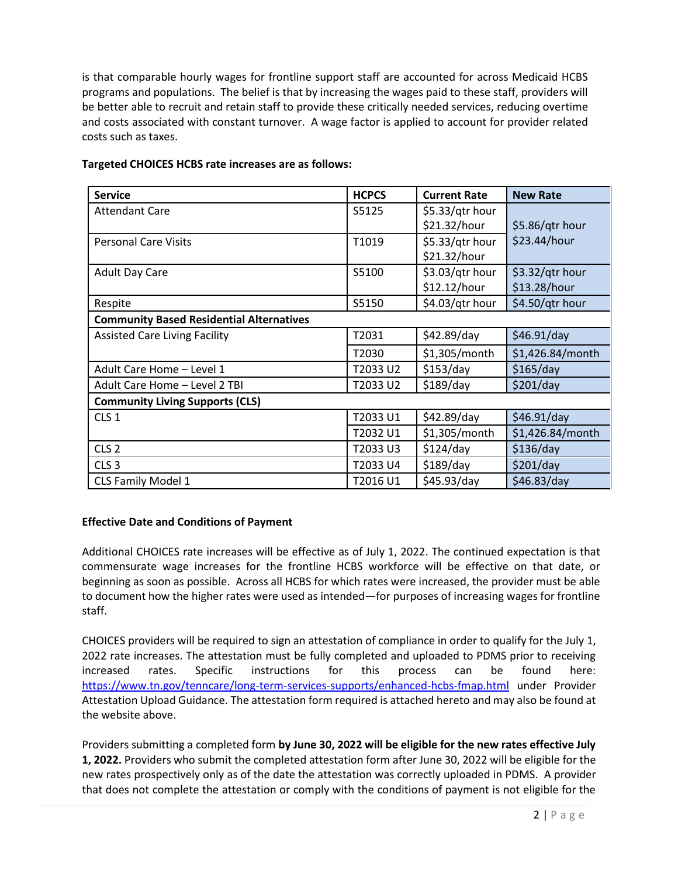is that comparable hourly wages for frontline support staff are accounted for across Medicaid HCBS programs and populations. The belief is that by increasing the wages paid to these staff, providers will be better able to recruit and retain staff to provide these critically needed services, reducing overtime and costs associated with constant turnover. A wage factor is applied to account for provider related costs such as taxes.

**Targeted CHOICES HCBS rate increases are as follows:**

| Service | HCPCS | Current Rate | New Rate |
|---|---|---|---|
| Attendant Care | S5125 | $5.33/qtr hour<br>$21.32/hour | $5.86/qtr hour<br>$23.44/hour |
| Personal Care Visits | T1019 | $5.33/qtr hour<br>$21.32/hour | |
| Adult Day Care | S5100 | $3.03/qtr hour<br>$12.12/hour | $3.32/qtr hour<br>$13.28/hour |
| Respite | S5150 | $4.03/qtr hour | $4.50/qtr hour |
| **Community Based Residential Alternatives** | | | |
| Assisted Care Living Facility | T2031 | $42.89/day | $46.91/day |
| | T2030 | $1,305/month | $1,426.84/month |
| Adult Care Home – Level 1 | T2033 U2 | $153/day | $165/day |
| Adult Care Home – Level 2 TBI | T2033 U2 | $189/day | $201/day |
| **Community Living Supports (CLS)** | | | |
| CLS 1 | T2033 U1 | $42.89/day | $46.91/day |
| | T2032 U1 | $1,305/month | $1,426.84/month |
| CLS 2 | T2033 U3 | $124/day | $136/day |
| CLS 3 | T2033 U4 | $189/day | $201/day |
| CLS Family Model 1 | T2016 U1 | $45.93/day | $46.83/day |

**Effective Date and Conditions of Payment**

Additional CHOICES rate increases will be effective as of July 1, 2022. The continued expectation is that commensurate wage increases for the frontline HCBS workforce will be effective on that date, or beginning as soon as possible. Across all HCBS for which rates were increased, the provider must be able to document how the higher rates were used as intended—for purposes of increasing wages for frontline staff.

CHOICES providers will be required to sign an attestation of compliance in order to qualify for the July 1, 2022 rate increases. The attestation must be fully completed and uploaded to PDMS prior to receiving increased rates. Specific instructions for this process can be found here: https://www.tn.gov/tenncare/long-term-services-supports/enhanced-hcbs-fmap.html under Provider Attestation Upload Guidance. The attestation form required is attached hereto and may also be found at the website above.

Providers submitting a completed form **by June 30, 2022 will be eligible for the new rates effective July 1, 2022.** Providers who submit the completed attestation form after June 30, 2022 will be eligible for the new rates prospectively only as of the date the attestation was correctly uploaded in PDMS. A provider that does not complete the attestation or comply with the conditions of payment is not eligible for the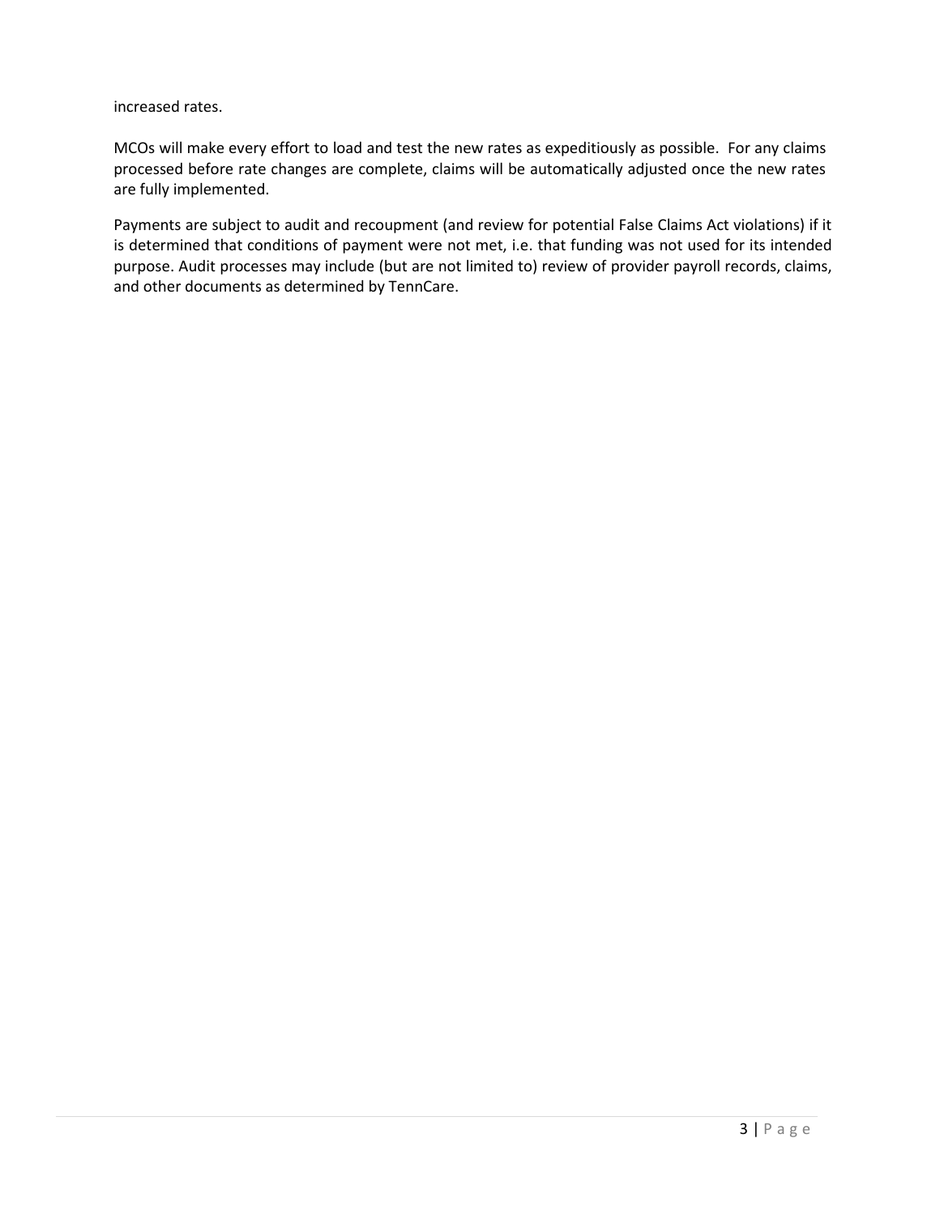increased rates.

MCOs will make every effort to load and test the new rates as expeditiously as possible. For any claims processed before rate changes are complete, claims will be automatically adjusted once the new rates are fully implemented.

Payments are subject to audit and recoupment (and review for potential False Claims Act violations) if it is determined that conditions of payment were not met, i.e. that funding was not used for its intended purpose. Audit processes may include (but are not limited to) review of provider payroll records, claims, and other documents as determined by TennCare.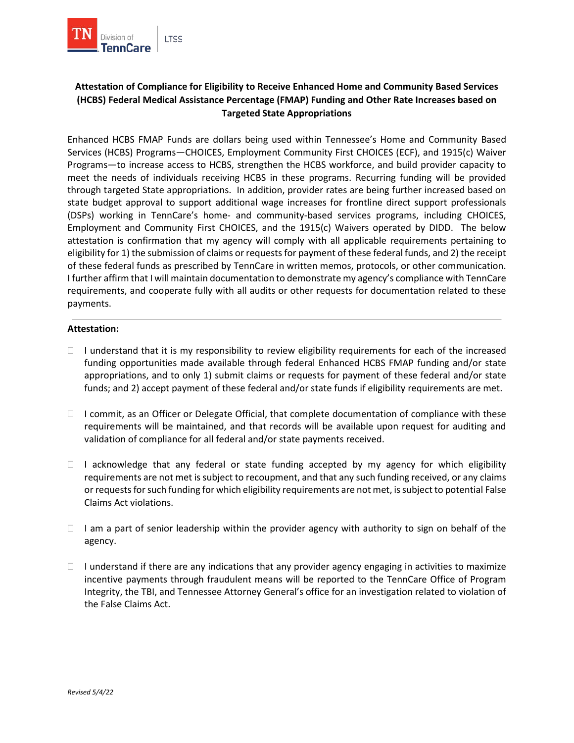**Attestation of Compliance for Eligibility to Receive Enhanced Home and Community Based Services (HCBS) Federal Medical Assistance Percentage (FMAP) Funding and Other Rate Increases based on Targeted State Appropriations**

Enhanced HCBS FMAP Funds are dollars being used within Tennessee's Home and Community Based Services (HCBS) Programs—CHOICES, Employment Community First CHOICES (ECF), and 1915(c) Waiver Programs—to increase access to HCBS, strengthen the HCBS workforce, and build provider capacity to meet the needs of individuals receiving HCBS in these programs. Recurring funding will be provided through targeted State appropriations. In addition, provider rates are being further increased based on state budget approval to support additional wage increases for frontline direct support professionals (DSPs) working in TennCare's home- and community-based services programs, including CHOICES, Employment and Community First CHOICES, and the 1915(c) Waivers operated by DIDD. The below attestation is confirmation that my agency will comply with all applicable requirements pertaining to eligibility for 1) the submission of claims or requests for payment of these federal funds, and 2) the receipt of these federal funds as prescribed by TennCare in written memos, protocols, or other communication. I further affirm that I will maintain documentation to demonstrate my agency's compliance with TennCare requirements, and cooperate fully with all audits or other requests for documentation related to these payments.

---

**Attestation:**

- ☐ I understand that it is my responsibility to review eligibility requirements for each of the increased funding opportunities made available through federal Enhanced HCBS FMAP funding and/or state appropriations, and to only 1) submit claims or requests for payment of these federal and/or state funds; and 2) accept payment of these federal and/or state funds if eligibility requirements are met.

- ☐ I commit, as an Officer or Delegate Official, that complete documentation of compliance with these requirements will be maintained, and that records will be available upon request for auditing and validation of compliance for all federal and/or state payments received.

- ☐ I acknowledge that any federal or state funding accepted by my agency for which eligibility requirements are not met is subject to recoupment, and that any such funding received, or any claims or requests for such funding for which eligibility requirements are not met, is subject to potential False Claims Act violations.

- ☐ I am a part of senior leadership within the provider agency with authority to sign on behalf of the agency.

- ☐ I understand if there are any indications that any provider agency engaging in activities to maximize incentive payments through fraudulent means will be reported to the TennCare Office of Program Integrity, the TBI, and Tennessee Attorney General's office for an investigation related to violation of the False Claims Act.

*Revised 5/4/22*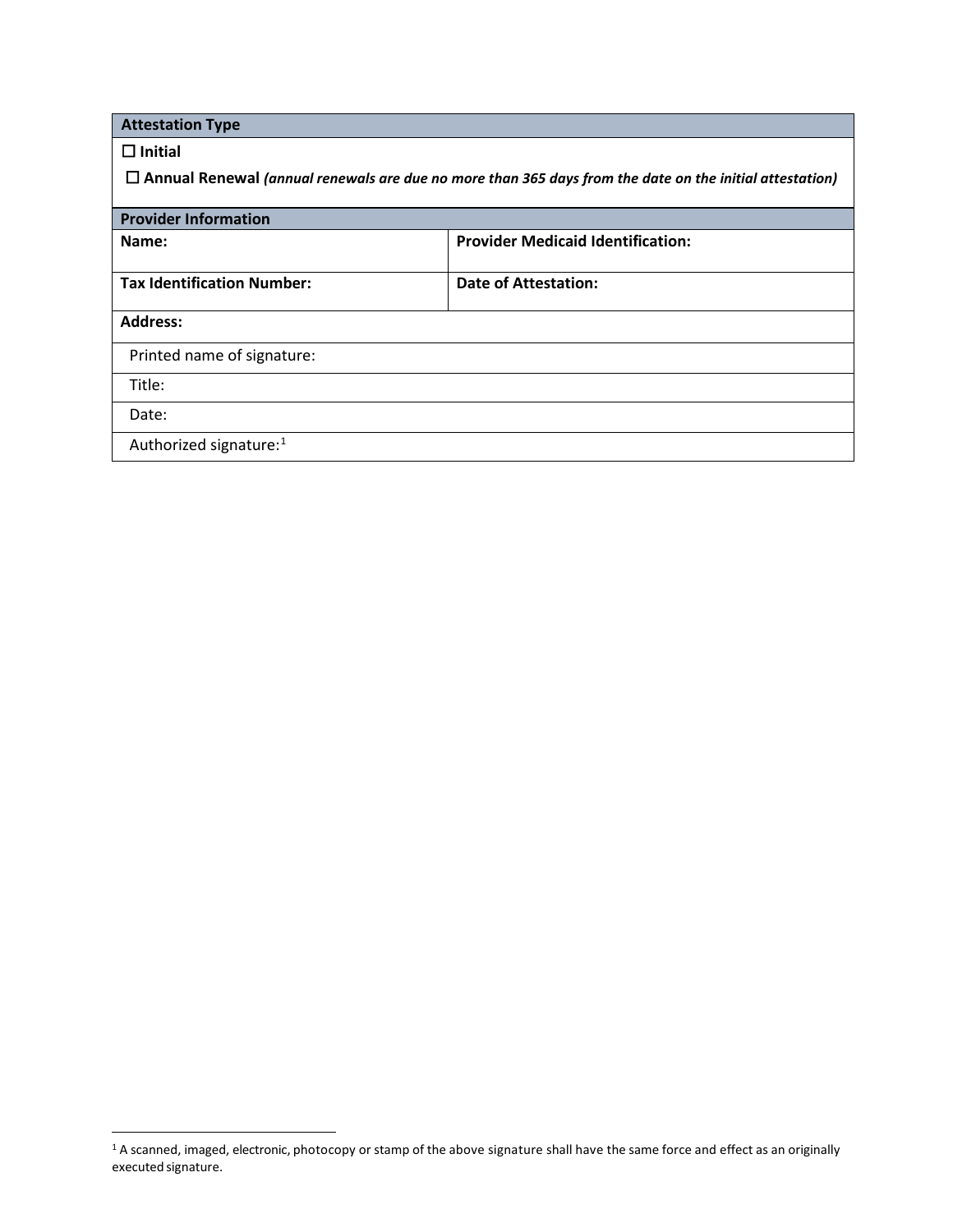| Attestation Type | |
| --- | --- |
| ☐ **Initial** | |
| ☐ **Annual Renewal** ***(annual renewals are due no more than 365 days from the date on the initial attestation)*** | |

| Provider Information | |
| --- | --- |
| **Name:** | **Provider Medicaid Identification:** |
| **Tax Identification Number:** | **Date of Attestation:** |
| **Address:** | |
| Printed name of signature: | |
| Title: | |
| Date: | |
| Authorized signature:[1] | |

[1] A scanned, imaged, electronic, photocopy or stamp of the above signature shall have the same force and effect as an originally executed signature.